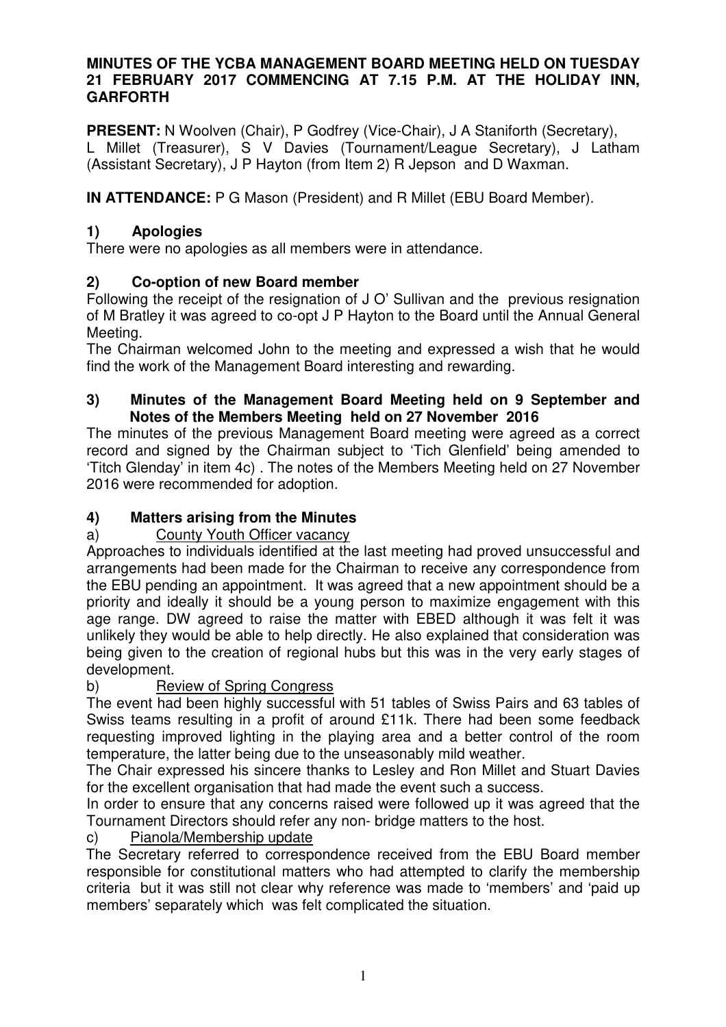**MINUTES OF THE YCBA MANAGEMENT BOARD MEETING HELD ON TUESDAY 21 FEBRUARY 2017 COMMENCING AT 7.15 P.M. AT THE HOLIDAY INN, GARFORTH**

**PRESENT:** N Woolven (Chair), P Godfrey (Vice-Chair), J A Staniforth (Secretary), L Millet (Treasurer), S V Davies (Tournament/League Secretary), J Latham (Assistant Secretary), J P Hayton (from Item 2) R Jepson and D Waxman.

**IN ATTENDANCE:** P G Mason (President) and R Millet (EBU Board Member).

## 1) Apologies

There were no apologies as all members were in attendance.

## 2) Co-option of new Board member

Following the receipt of the resignation of J O' Sullivan and the previous resignation of M Bratley it was agreed to co-opt J P Hayton to the Board until the Annual General Meeting.

The Chairman welcomed John to the meeting and expressed a wish that he would find the work of the Management Board interesting and rewarding.

## 3) Minutes of the Management Board Meeting held on 9 September and Notes of the Members Meeting held on 27 November 2016

The minutes of the previous Management Board meeting were agreed as a correct record and signed by the Chairman subject to 'Tich Glenfield' being amended to 'Titch Glenday' in item 4c) . The notes of the Members Meeting held on 27 November 2016 were recommended for adoption.

## 4) Matters arising from the Minutes

a) Country Youth Officer vacancy

Approaches to individuals identified at the last meeting had proved unsuccessful and arrangements had been made for the Chairman to receive any correspondence from the EBU pending an appointment. It was agreed that a new appointment should be a priority and ideally it should be a young person to maximize engagement with this age range. DW agreed to raise the matter with EBED although it was felt it was unlikely they would be able to help directly. He also explained that consideration was being given to the creation of regional hubs but this was in the very early stages of development.

b) Review of Spring Congress

The event had been highly successful with 51 tables of Swiss Pairs and 63 tables of Swiss teams resulting in a profit of around £11k. There had been some feedback requesting improved lighting in the playing area and a better control of the room temperature, the latter being due to the unseasonably mild weather.

The Chair expressed his sincere thanks to Lesley and Ron Millet and Stuart Davies for the excellent organisation that had made the event such a success.

In order to ensure that any concerns raised were followed up it was agreed that the Tournament Directors should refer any non- bridge matters to the host.

c) Pianola/Membership update

The Secretary referred to correspondence received from the EBU Board member responsible for constitutional matters who had attempted to clarify the membership criteria but it was still not clear why reference was made to 'members' and 'paid up members' separately which was felt complicated the situation.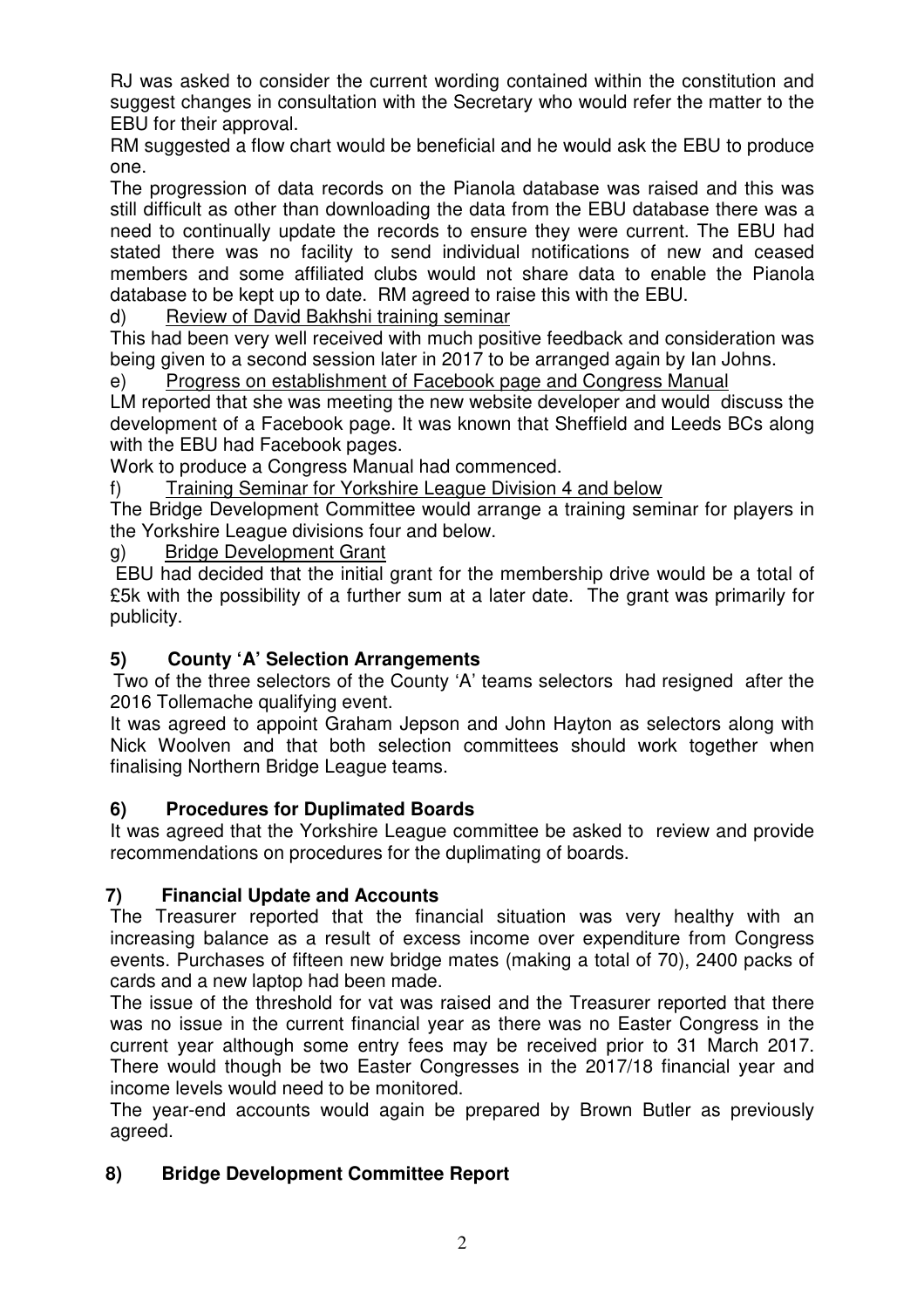RJ was asked to consider the current wording contained within the constitution and suggest changes in consultation with the Secretary who would refer the matter to the EBU for their approval.

RM suggested a flow chart would be beneficial and he would ask the EBU to produce one.

The progression of data records on the Pianola database was raised and this was still difficult as other than downloading the data from the EBU database there was a need to continually update the records to ensure they were current. The EBU had stated there was no facility to send individual notifications of new and ceased members and some affiliated clubs would not share data to enable the Pianola database to be kept up to date. RM agreed to raise this with the EBU.

d) Review of David Bakhshi training seminar

This had been very well received with much positive feedback and consideration was being given to a second session later in 2017 to be arranged again by Ian Johns.

e) Progress on establishment of Facebook page and Congress Manual

LM reported that she was meeting the new website developer and would discuss the development of a Facebook page. It was known that Sheffield and Leeds BCs along with the EBU had Facebook pages.

Work to produce a Congress Manual had commenced.

f) Training Seminar for Yorkshire League Division 4 and below

The Bridge Development Committee would arrange a training seminar for players in the Yorkshire League divisions four and below.

g) Bridge Development Grant

EBU had decided that the initial grant for the membership drive would be a total of £5k with the possibility of a further sum at a later date. The grant was primarily for publicity.

## 5) County 'A' Selection Arrangements

Two of the three selectors of the County 'A' teams selectors had resigned after the 2016 Tollemache qualifying event.

It was agreed to appoint Graham Jepson and John Hayton as selectors along with Nick Woolven and that both selection committees should work together when finalising Northern Bridge League teams.

## 6) Procedures for Duplimated Boards

It was agreed that the Yorkshire League committee be asked to review and provide recommendations on procedures for the duplimating of boards.

## 7) Financial Update and Accounts

The Treasurer reported that the financial situation was very healthy with an increasing balance as a result of excess income over expenditure from Congress events. Purchases of fifteen new bridge mates (making a total of 70), 2400 packs of cards and a new laptop had been made.

The issue of the threshold for vat was raised and the Treasurer reported that there was no issue in the current financial year as there was no Easter Congress in the current year although some entry fees may be received prior to 31 March 2017. There would though be two Easter Congresses in the 2017/18 financial year and income levels would need to be monitored.

The year-end accounts would again be prepared by Brown Butler as previously agreed.

## 8) Bridge Development Committee Report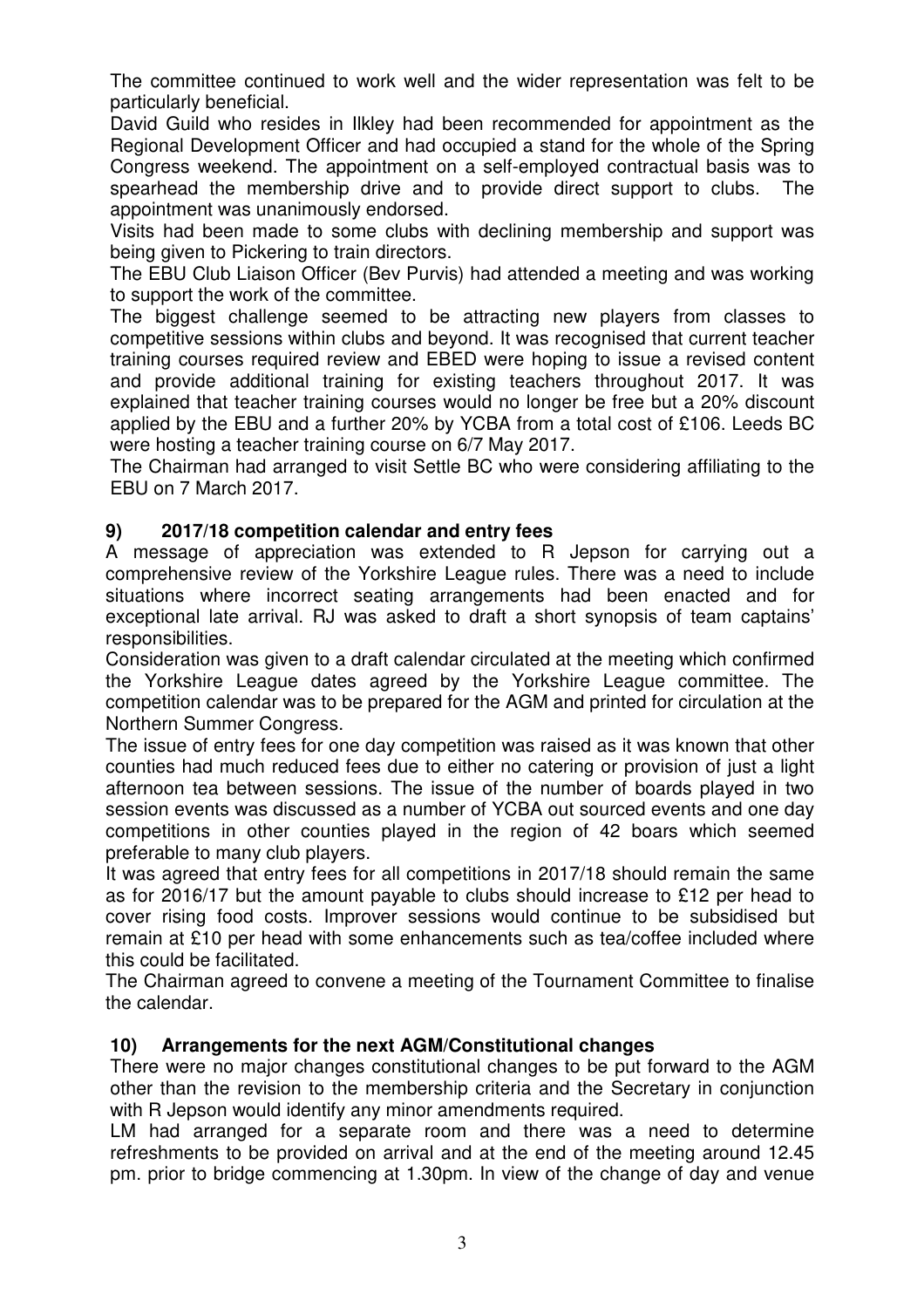The committee continued to work well and the wider representation was felt to be particularly beneficial.

David Guild who resides in Ilkley had been recommended for appointment as the Regional Development Officer and had occupied a stand for the whole of the Spring Congress weekend. The appointment on a self-employed contractual basis was to spearhead the membership drive and to provide direct support to clubs. The appointment was unanimously endorsed.

Visits had been made to some clubs with declining membership and support was being given to Pickering to train directors.

The EBU Club Liaison Officer (Bev Purvis) had attended a meeting and was working to support the work of the committee.

The biggest challenge seemed to be attracting new players from classes to competitive sessions within clubs and beyond. It was recognised that current teacher training courses required review and EBED were hoping to issue a revised content and provide additional training for existing teachers throughout 2017. It was explained that teacher training courses would no longer be free but a 20% discount applied by the EBU and a further 20% by YCBA from a total cost of £106. Leeds BC were hosting a teacher training course on 6/7 May 2017.

The Chairman had arranged to visit Settle BC who were considering affiliating to the EBU on 7 March 2017.

## 9) 2017/18 competition calendar and entry fees

A message of appreciation was extended to R Jepson for carrying out a comprehensive review of the Yorkshire League rules. There was a need to include situations where incorrect seating arrangements had been enacted and for exceptional late arrival. RJ was asked to draft a short synopsis of team captains' responsibilities.

Consideration was given to a draft calendar circulated at the meeting which confirmed the Yorkshire League dates agreed by the Yorkshire League committee. The competition calendar was to be prepared for the AGM and printed for circulation at the Northern Summer Congress.

The issue of entry fees for one day competition was raised as it was known that other counties had much reduced fees due to either no catering or provision of just a light afternoon tea between sessions. The issue of the number of boards played in two session events was discussed as a number of YCBA out sourced events and one day competitions in other counties played in the region of 42 boars which seemed preferable to many club players.

It was agreed that entry fees for all competitions in 2017/18 should remain the same as for 2016/17 but the amount payable to clubs should increase to £12 per head to cover rising food costs. Improver sessions would continue to be subsidised but remain at £10 per head with some enhancements such as tea/coffee included where this could be facilitated.

The Chairman agreed to convene a meeting of the Tournament Committee to finalise the calendar.

## 10) Arrangements for the next AGM/Constitutional changes

There were no major changes constitutional changes to be put forward to the AGM other than the revision to the membership criteria and the Secretary in conjunction with R Jepson would identify any minor amendments required.

LM had arranged for a separate room and there was a need to determine refreshments to be provided on arrival and at the end of the meeting around 12.45 pm. prior to bridge commencing at 1.30pm. In view of the change of day and venue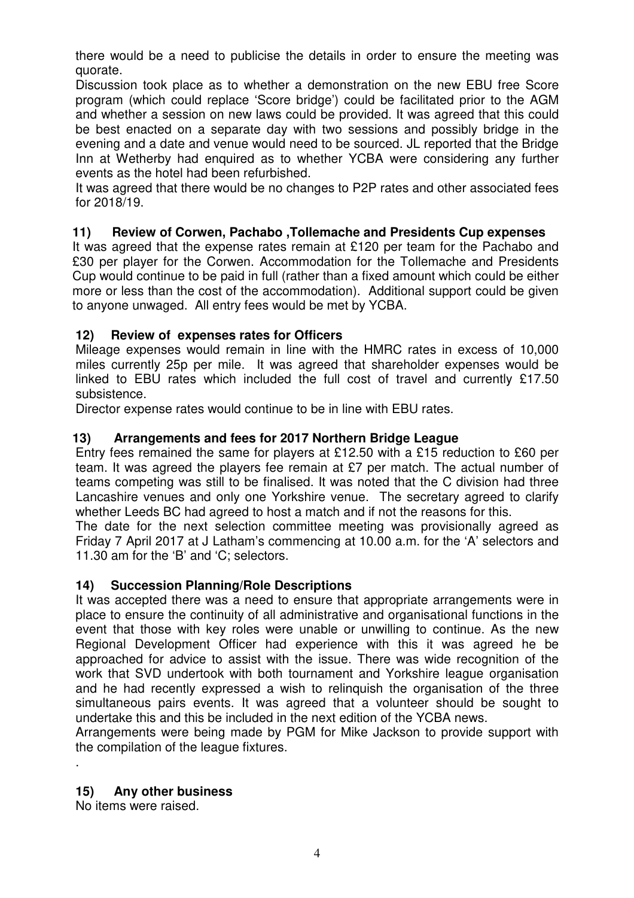there would be a need to publicise the details in order to ensure the meeting was quorate.

Discussion took place as to whether a demonstration on the new EBU free Score program (which could replace 'Score bridge') could be facilitated prior to the AGM and whether a session on new laws could be provided. It was agreed that this could be best enacted on a separate day with two sessions and possibly bridge in the evening and a date and venue would need to be sourced. JL reported that the Bridge Inn at Wetherby had enquired as to whether YCBA were considering any further events as the hotel had been refurbished.

It was agreed that there would be no changes to P2P rates and other associated fees for 2018/19.

### 11) Review of Corwen, Pachabo ,Tollemache and Presidents Cup expenses

It was agreed that the expense rates remain at £120 per team for the Pachabo and £30 per player for the Corwen. Accommodation for the Tollemache and Presidents Cup would continue to be paid in full (rather than a fixed amount which could be either more or less than the cost of the accommodation). Additional support could be given to anyone unwaged. All entry fees would be met by YCBA.

### 12) Review of expenses rates for Officers

Mileage expenses would remain in line with the HMRC rates in excess of 10,000 miles currently 25p per mile. It was agreed that shareholder expenses would be linked to EBU rates which included the full cost of travel and currently £17.50 subsistence.

Director expense rates would continue to be in line with EBU rates.

### 13) Arrangements and fees for 2017 Northern Bridge League

Entry fees remained the same for players at £12.50 with a £15 reduction to £60 per team. It was agreed the players fee remain at £7 per match. The actual number of teams competing was still to be finalised. It was noted that the C division had three Lancashire venues and only one Yorkshire venue. The secretary agreed to clarify whether Leeds BC had agreed to host a match and if not the reasons for this.

The date for the next selection committee meeting was provisionally agreed as Friday 7 April 2017 at J Latham's commencing at 10.00 a.m. for the 'A' selectors and 11.30 am for the 'B' and 'C; selectors.

### 14) Succession Planning/Role Descriptions

It was accepted there was a need to ensure that appropriate arrangements were in place to ensure the continuity of all administrative and organisational functions in the event that those with key roles were unable or unwilling to continue. As the new Regional Development Officer had experience with this it was agreed he be approached for advice to assist with the issue. There was wide recognition of the work that SVD undertook with both tournament and Yorkshire league organisation and he had recently expressed a wish to relinquish the organisation of the three simultaneous pairs events. It was agreed that a volunteer should be sought to undertake this and this be included in the next edition of the YCBA news.

Arrangements were being made by PGM for Mike Jackson to provide support with the compilation of the league fixtures.

.

### 15) Any other business

No items were raised.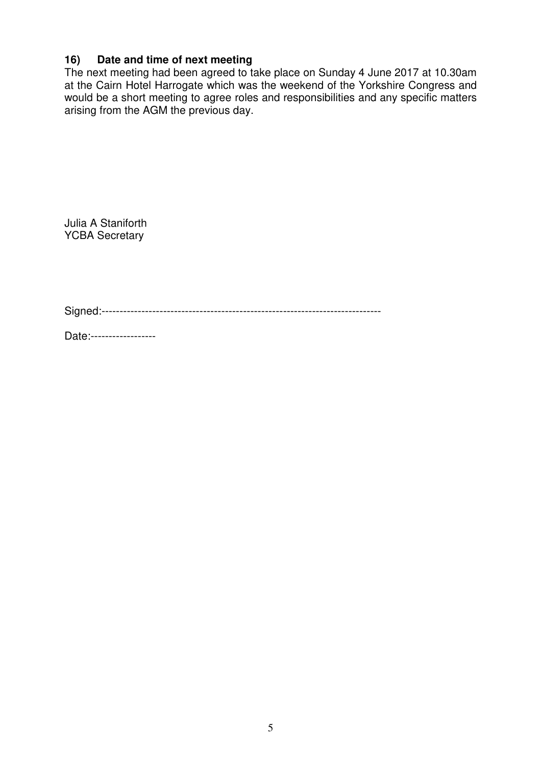### 16) Date and time of next meeting

The next meeting had been agreed to take place on Sunday 4 June 2017 at 10.30am at the Cairn Hotel Harrogate which was the weekend of the Yorkshire Congress and would be a short meeting to agree roles and responsibilities and any specific matters arising from the AGM the previous day.

Julia A Staniforth
YCBA Secretary

Signed:-----------------------------------------------------------------------------

Date:------------------